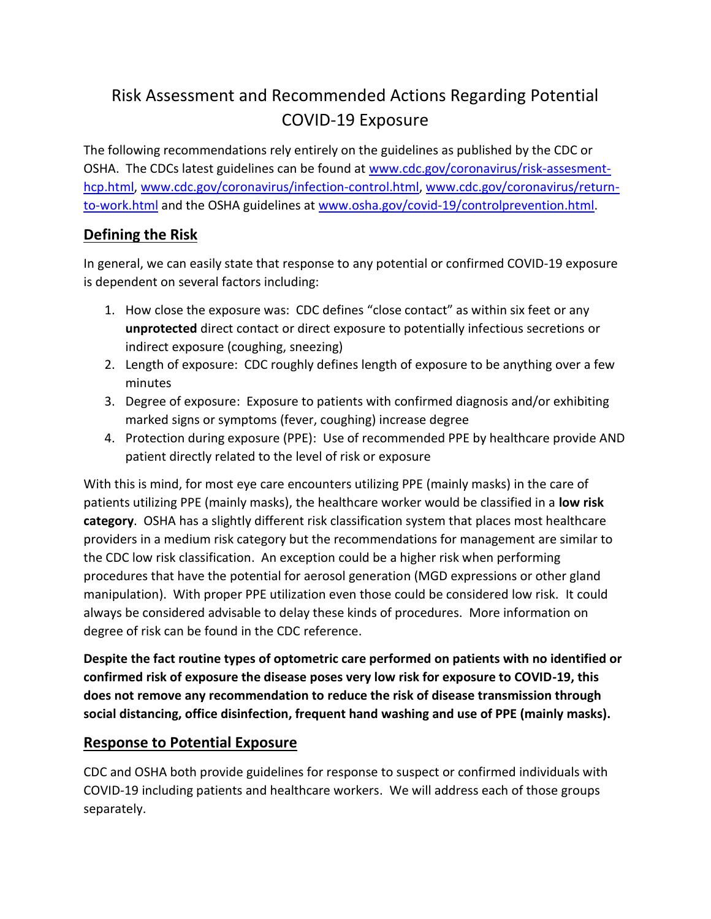# Risk Assessment and Recommended Actions Regarding Potential COVID-19 Exposure

The following recommendations rely entirely on the guidelines as published by the CDC or OSHA. The CDCs latest guidelines can be found at www.cdc.gov/coronavirus/risk-assesment-hcp.html, www.cdc.gov/coronavirus/infection-control.html, www.cdc.gov/coronavirus/return-to-work.html and the OSHA guidelines at www.osha.gov/covid-19/controlprevention.html.

## Defining the Risk

In general, we can easily state that response to any potential or confirmed COVID-19 exposure is dependent on several factors including:

1. How close the exposure was: CDC defines "close contact" as within six feet or any **unprotected** direct contact or direct exposure to potentially infectious secretions or indirect exposure (coughing, sneezing)
2. Length of exposure: CDC roughly defines length of exposure to be anything over a few minutes
3. Degree of exposure: Exposure to patients with confirmed diagnosis and/or exhibiting marked signs or symptoms (fever, coughing) increase degree
4. Protection during exposure (PPE): Use of recommended PPE by healthcare provide AND patient directly related to the level of risk or exposure

With this is mind, for most eye care encounters utilizing PPE (mainly masks) in the care of patients utilizing PPE (mainly masks), the healthcare worker would be classified in a **low risk category**. OSHA has a slightly different risk classification system that places most healthcare providers in a medium risk category but the recommendations for management are similar to the CDC low risk classification. An exception could be a higher risk when performing procedures that have the potential for aerosol generation (MGD expressions or other gland manipulation). With proper PPE utilization even those could be considered low risk. It could always be considered advisable to delay these kinds of procedures. More information on degree of risk can be found in the CDC reference.

**Despite the fact routine types of optometric care performed on patients with no identified or confirmed risk of exposure the disease poses very low risk for exposure to COVID-19, this does not remove any recommendation to reduce the risk of disease transmission through social distancing, office disinfection, frequent hand washing and use of PPE (mainly masks).**

## Response to Potential Exposure

CDC and OSHA both provide guidelines for response to suspect or confirmed individuals with COVID-19 including patients and healthcare workers. We will address each of those groups separately.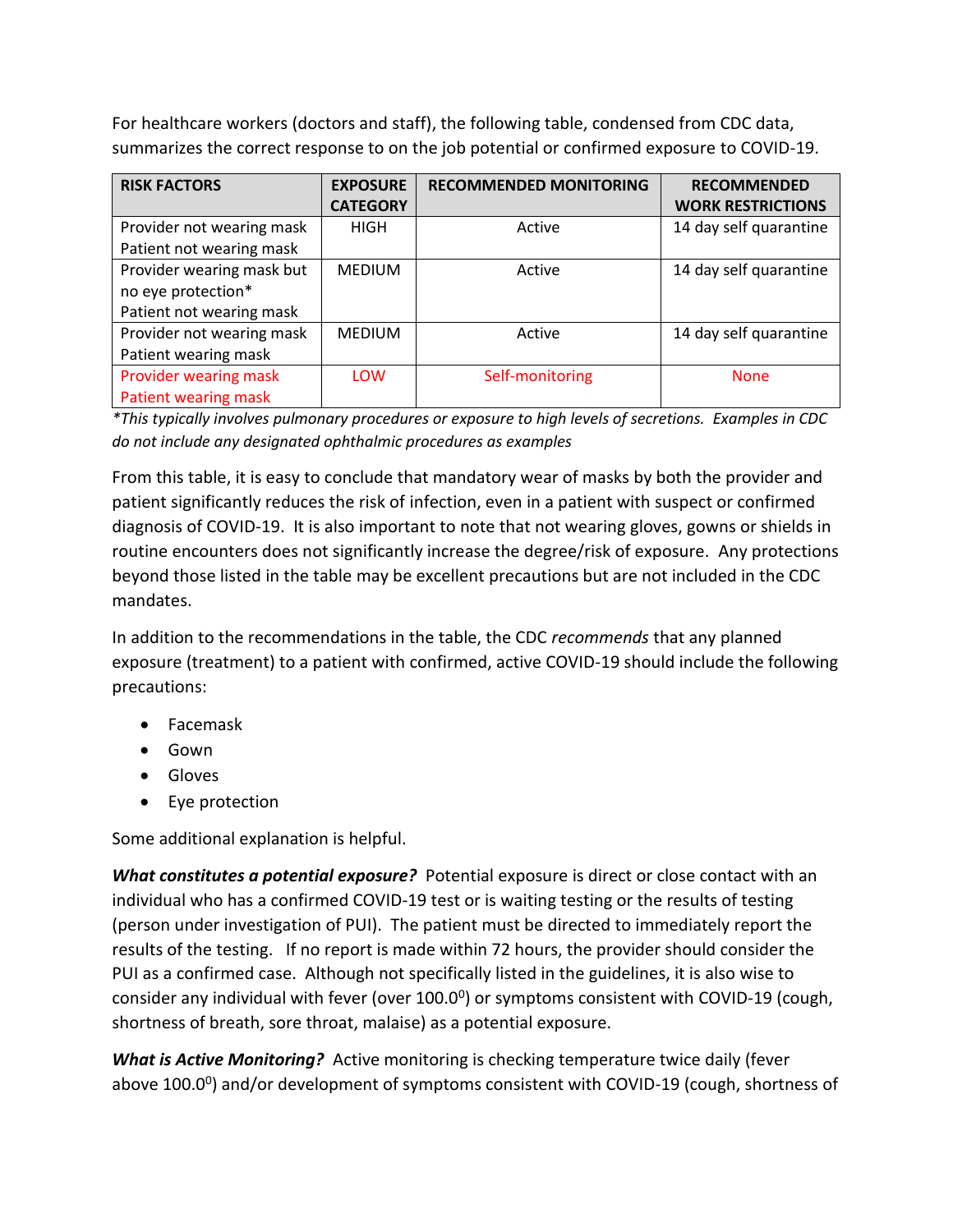For healthcare workers (doctors and staff), the following table, condensed from CDC data, summarizes the correct response to on the job potential or confirmed exposure to COVID-19.

| RISK FACTORS | EXPOSURE CATEGORY | RECOMMENDED MONITORING | RECOMMENDED WORK RESTRICTIONS |
|---|---|---|---|
| Provider not wearing mask<br>Patient not wearing mask | HIGH | Active | 14 day self quarantine |
| Provider wearing mask but no eye protection*<br>Patient not wearing mask | MEDIUM | Active | 14 day self quarantine |
| Provider not wearing mask<br>Patient wearing mask | MEDIUM | Active | 14 day self quarantine |
| Provider wearing mask<br>Patient wearing mask | LOW | Self-monitoring | None |

**This typically involves pulmonary procedures or exposure to high levels of secretions. Examples in CDC do not include any designated ophthalmic procedures as examples*

From this table, it is easy to conclude that mandatory wear of masks by both the provider and patient significantly reduces the risk of infection, even in a patient with suspect or confirmed diagnosis of COVID-19. It is also important to note that not wearing gloves, gowns or shields in routine encounters does not significantly increase the degree/risk of exposure. Any protections beyond those listed in the table may be excellent precautions but are not included in the CDC mandates.

In addition to the recommendations in the table, the CDC *recommends* that any planned exposure (treatment) to a patient with confirmed, active COVID-19 should include the following precautions:

- Facemask
- Gown
- Gloves
- Eye protection

Some additional explanation is helpful.

***What constitutes a potential exposure?*** Potential exposure is direct or close contact with an individual who has a confirmed COVID-19 test or is waiting testing or the results of testing (person under investigation of PUI). The patient must be directed to immediately report the results of the testing. If no report is made within 72 hours, the provider should consider the PUI as a confirmed case. Although not specifically listed in the guidelines, it is also wise to consider any individual with fever (over $100.0^0$) or symptoms consistent with COVID-19 (cough, shortness of breath, sore throat, malaise) as a potential exposure.

***What is Active Monitoring?*** Active monitoring is checking temperature twice daily (fever above $100.0^0$) and/or development of symptoms consistent with COVID-19 (cough, shortness of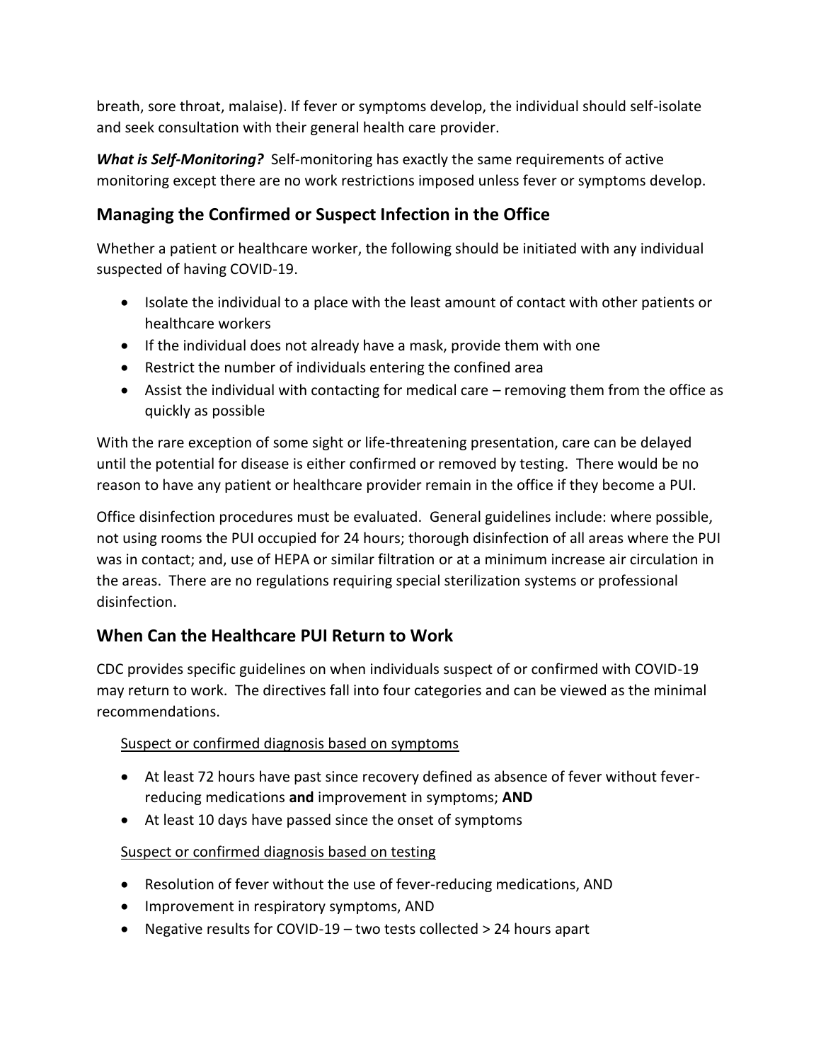breath, sore throat, malaise). If fever or symptoms develop, the individual should self-isolate and seek consultation with their general health care provider.

***What is Self-Monitoring?*** Self-monitoring has exactly the same requirements of active monitoring except there are no work restrictions imposed unless fever or symptoms develop.

## Managing the Confirmed or Suspect Infection in the Office

Whether a patient or healthcare worker, the following should be initiated with any individual suspected of having COVID-19.

- Isolate the individual to a place with the least amount of contact with other patients or healthcare workers
- If the individual does not already have a mask, provide them with one
- Restrict the number of individuals entering the confined area
- Assist the individual with contacting for medical care – removing them from the office as quickly as possible

With the rare exception of some sight or life-threatening presentation, care can be delayed until the potential for disease is either confirmed or removed by testing. There would be no reason to have any patient or healthcare provider remain in the office if they become a PUI.

Office disinfection procedures must be evaluated. General guidelines include: where possible, not using rooms the PUI occupied for 24 hours; thorough disinfection of all areas where the PUI was in contact; and, use of HEPA or similar filtration or at a minimum increase air circulation in the areas. There are no regulations requiring special sterilization systems or professional disinfection.

## When Can the Healthcare PUI Return to Work

CDC provides specific guidelines on when individuals suspect of or confirmed with COVID-19 may return to work. The directives fall into four categories and can be viewed as the minimal recommendations.

<u>Suspect or confirmed diagnosis based on symptoms</u>

- At least 72 hours have past since recovery defined as absence of fever without fever-reducing medications **and** improvement in symptoms; **AND**
- At least 10 days have passed since the onset of symptoms

<u>Suspect or confirmed diagnosis based on testing</u>

- Resolution of fever without the use of fever-reducing medications, AND
- Improvement in respiratory symptoms, AND
- Negative results for COVID-19 – two tests collected > 24 hours apart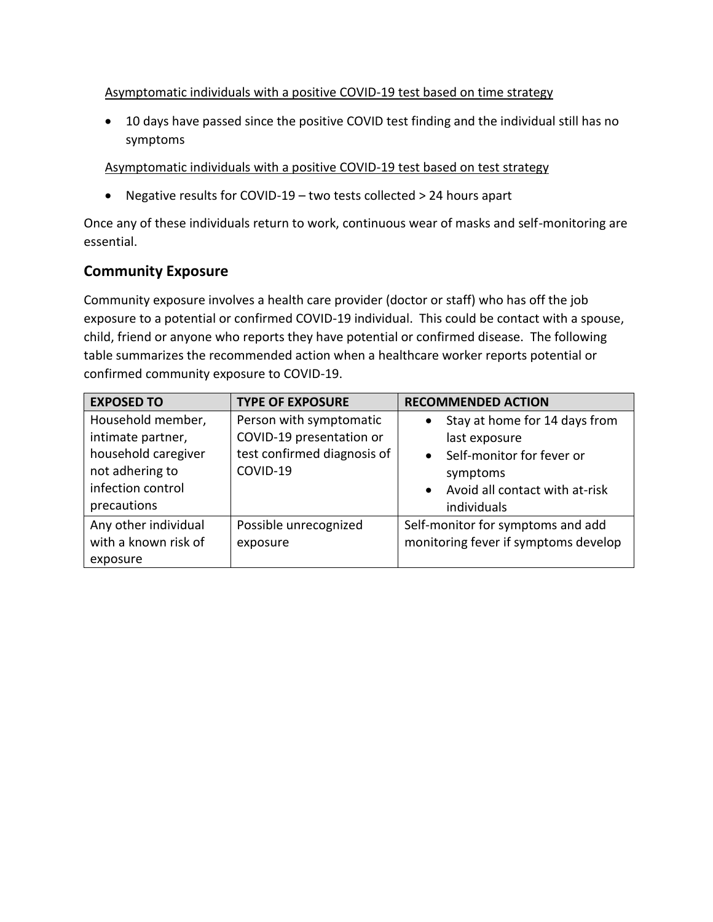<u>Asymptomatic individuals with a positive COVID-19 test based on time strategy</u>

- 10 days have passed since the positive COVID test finding and the individual still has no symptoms

<u>Asymptomatic individuals with a positive COVID-19 test based on test strategy</u>

- Negative results for COVID-19 – two tests collected > 24 hours apart

Once any of these individuals return to work, continuous wear of masks and self-monitoring are essential.

## Community Exposure

Community exposure involves a health care provider (doctor or staff) who has off the job exposure to a potential or confirmed COVID-19 individual. This could be contact with a spouse, child, friend or anyone who reports they have potential or confirmed disease. The following table summarizes the recommended action when a healthcare worker reports potential or confirmed community exposure to COVID-19.

| EXPOSED TO | TYPE OF EXPOSURE | RECOMMENDED ACTION |
|---|---|---|
| Household member, intimate partner, household caregiver not adhering to infection control precautions | Person with symptomatic COVID-19 presentation or test confirmed diagnosis of COVID-19 | • Stay at home for 14 days from last exposure<br>• Self-monitor for fever or symptoms<br>• Avoid all contact with at-risk individuals |
| Any other individual with a known risk of exposure | Possible unrecognized exposure | Self-monitor for symptoms and add monitoring fever if symptoms develop |